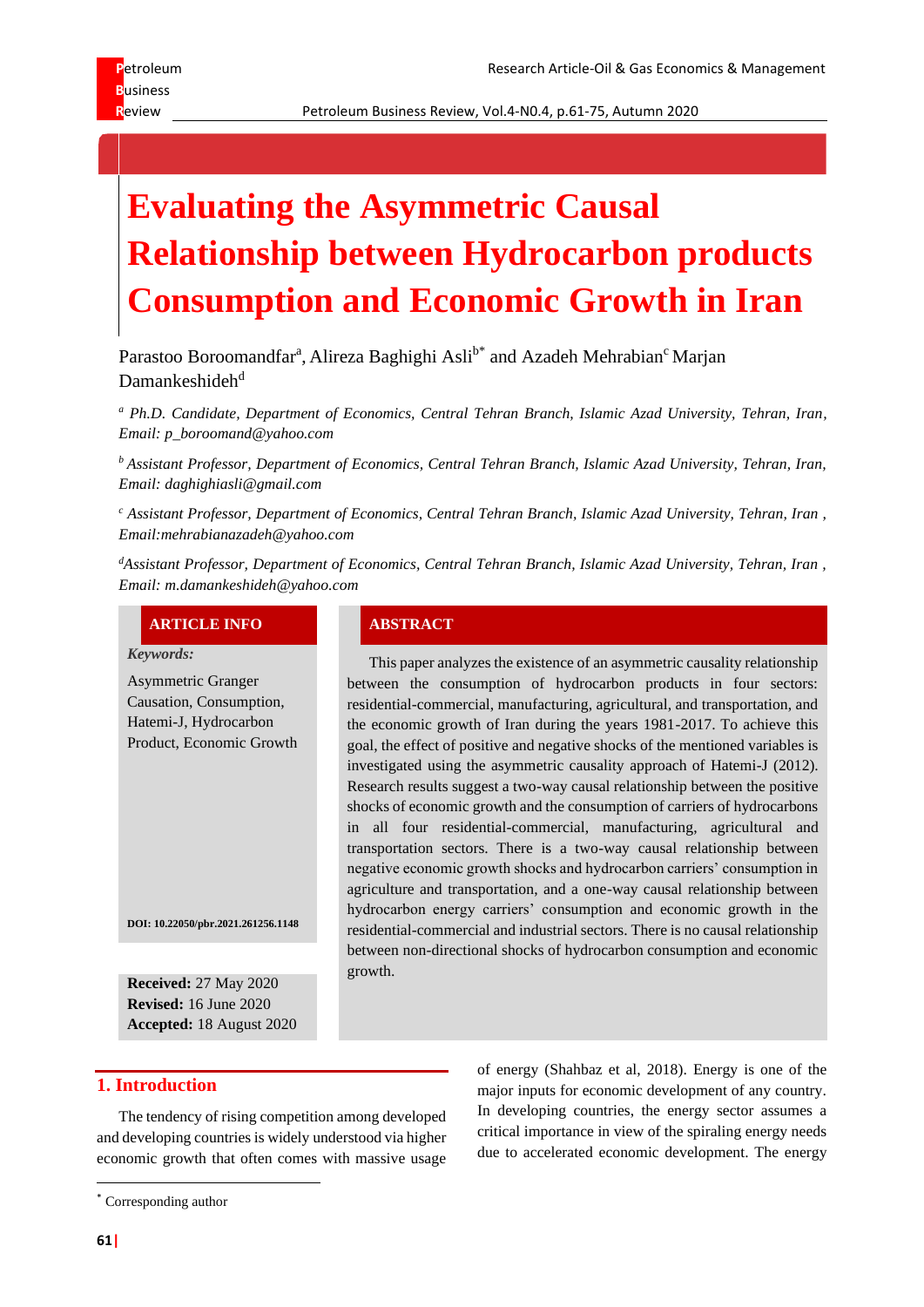# Evaluating the Asymmetric Causal Relationship between Hydrocarbon products Consumption and Economic Growth in Iran

Parastoo Boroomandfar[a], Alireza Baghighi Asli[b*] and Azadeh Mehrabian[c] Marjan Damankeshideh[d]

[a] *Ph.D. Candidate, Department of Economics, Central Tehran Branch, Islamic Azad University, Tehran, Iran, Email: p_boroomand@yahoo.com*

[b] *Assistant Professor, Department of Economics, Central Tehran Branch, Islamic Azad University, Tehran, Iran, Email: daghighiasli@gmail.com*

[c] *Assistant Professor, Department of Economics, Central Tehran Branch, Islamic Azad University, Tehran, Iran, Email:mehrabianazadeh@yahoo.com*

[d] *Assistant Professor, Department of Economics, Central Tehran Branch, Islamic Azad University, Tehran, Iran, Email: m.damankeshideh@yahoo.com*

**ARTICLE INFO**

***Keywords:***

Asymmetric Granger Causation, Consumption, Hatemi-J, Hydrocarbon Product, Economic Growth

**DOI: 10.22050/pbr.2021.261256.1148**

**Received:** 27 May 2020
**Revised:** 16 June 2020
**Accepted:** 18 August 2020

**ABSTRACT**

This paper analyzes the existence of an asymmetric causality relationship between the consumption of hydrocarbon products in four sectors: residential-commercial, manufacturing, agricultural, and transportation, and the economic growth of Iran during the years 1981-2017. To achieve this goal, the effect of positive and negative shocks of the mentioned variables is investigated using the asymmetric causality approach of Hatemi-J (2012). Research results suggest a two-way causal relationship between the positive shocks of economic growth and the consumption of carriers of hydrocarbons in all four residential-commercial, manufacturing, agricultural and transportation sectors. There is a two-way causal relationship between negative economic growth shocks and hydrocarbon carriers' consumption in agriculture and transportation, and a one-way causal relationship between hydrocarbon energy carriers' consumption and economic growth in the residential-commercial and industrial sectors. There is no causal relationship between non-directional shocks of hydrocarbon consumption and economic growth.

## 1. Introduction

The tendency of rising competition among developed and developing countries is widely understood via higher economic growth that often comes with massive usage of energy (Shahbaz et al, 2018). Energy is one of the major inputs for economic development of any country. In developing countries, the energy sector assumes a critical importance in view of the spiraling energy needs due to accelerated economic development. The energy

[*] Corresponding author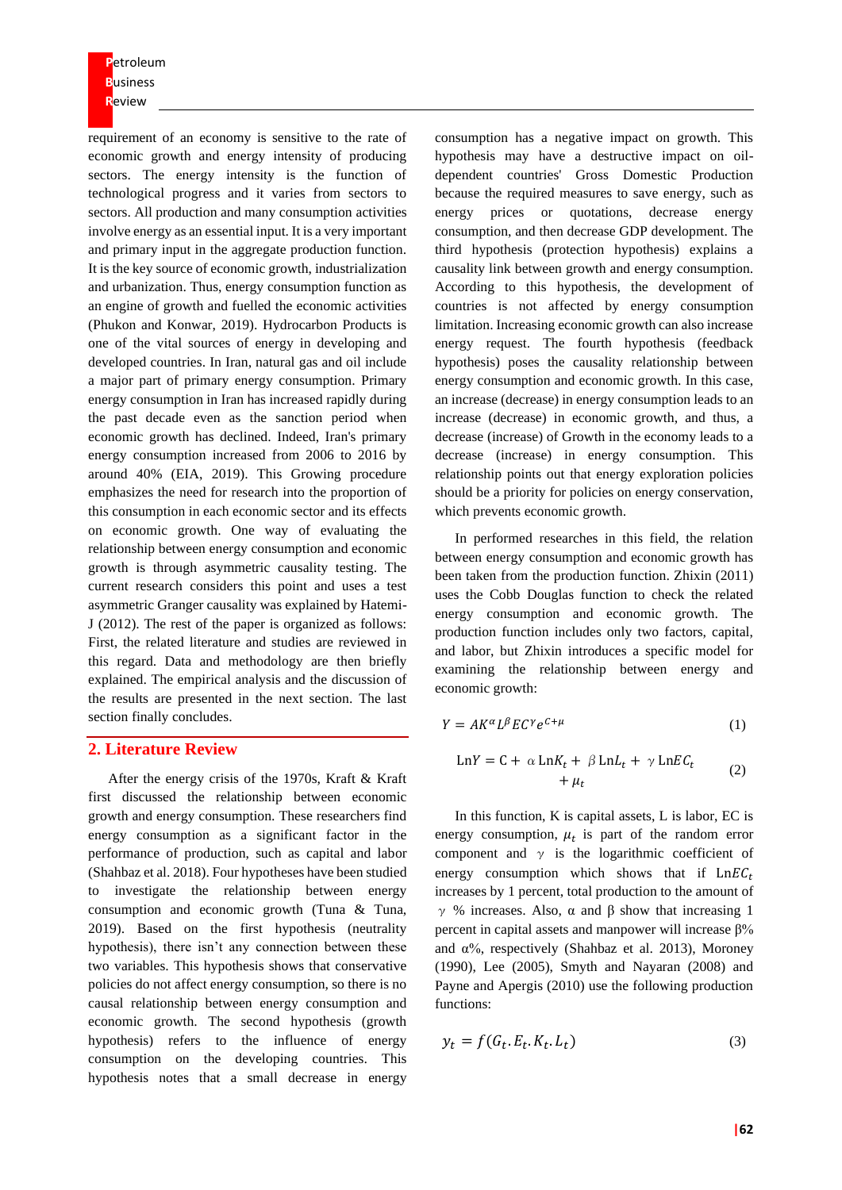requirement of an economy is sensitive to the rate of economic growth and energy intensity of producing sectors. The energy intensity is the function of technological progress and it varies from sectors to sectors. All production and many consumption activities involve energy as an essential input. It is a very important and primary input in the aggregate production function. It is the key source of economic growth, industrialization and urbanization. Thus, energy consumption function as an engine of growth and fuelled the economic activities (Phukon and Konwar, 2019). Hydrocarbon Products is one of the vital sources of energy in developing and developed countries. In Iran, natural gas and oil include a major part of primary energy consumption. Primary energy consumption in Iran has increased rapidly during the past decade even as the sanction period when economic growth has declined. Indeed, Iran's primary energy consumption increased from 2006 to 2016 by around 40% (EIA, 2019). This Growing procedure emphasizes the need for research into the proportion of this consumption in each economic sector and its effects on economic growth. One way of evaluating the relationship between energy consumption and economic growth is through asymmetric causality testing. The current research considers this point and uses a test asymmetric Granger causality was explained by Hatemi-J (2012). The rest of the paper is organized as follows: First, the related literature and studies are reviewed in this regard. Data and methodology are then briefly explained. The empirical analysis and the discussion of the results are presented in the next section. The last section finally concludes.

## 2. Literature Review

After the energy crisis of the 1970s, Kraft & Kraft first discussed the relationship between economic growth and energy consumption. These researchers find energy consumption as a significant factor in the performance of production, such as capital and labor (Shahbaz et al. 2018). Four hypotheses have been studied to investigate the relationship between energy consumption and economic growth (Tuna & Tuna, 2019). Based on the first hypothesis (neutrality hypothesis), there isn't any connection between these two variables. This hypothesis shows that conservative policies do not affect energy consumption, so there is no causal relationship between energy consumption and economic growth. The second hypothesis (growth hypothesis) refers to the influence of energy consumption on the developing countries. This hypothesis notes that a small decrease in energy consumption has a negative impact on growth. This hypothesis may have a destructive impact on oil-dependent countries' Gross Domestic Production because the required measures to save energy, such as energy prices or quotations, decrease energy consumption, and then decrease GDP development. The third hypothesis (protection hypothesis) explains a causality link between growth and energy consumption. According to this hypothesis, the development of countries is not affected by energy consumption limitation. Increasing economic growth can also increase energy request. The fourth hypothesis (feedback hypothesis) poses the causality relationship between energy consumption and economic growth. In this case, an increase (decrease) in energy consumption leads to an increase (decrease) in economic growth, and thus, a decrease (increase) of Growth in the economy leads to a decrease (increase) in energy consumption. This relationship points out that energy exploration policies should be a priority for policies on energy conservation, which prevents economic growth.

In performed researches in this field, the relation between energy consumption and economic growth has been taken from the production function. Zhixin (2011) uses the Cobb Douglas function to check the related energy consumption and economic growth. The production function includes only two factors, capital, and labor, but Zhixin introduces a specific model for examining the relationship between energy and economic growth:

$$Y = AK^{\alpha} L^{\beta} EC^{\gamma} e^{C+\mu} \tag{1}$$

$$\text{Ln}Y = \text{C} + \alpha \,\text{Ln}K_t + \beta \,\text{Ln}L_t + \gamma \,\text{Ln}EC_t + \mu_t \tag{2}$$

In this function, K is capital assets, L is labor, EC is energy consumption, $\mu_t$ is part of the random error component and $\gamma$ is the logarithmic coefficient of energy consumption which shows that if $\text{Ln}EC_t$ increases by 1 percent, total production to the amount of $\gamma$ % increases. Also, α and β show that increasing 1 percent in capital assets and manpower will increase β% and α%, respectively (Shahbaz et al. 2013), Moroney (1990), Lee (2005), Smyth and Nayaran (2008) and Payne and Apergis (2010) use the following production functions:

$$y_t = f(G_t.E_t.K_t.L_t) \tag{3}$$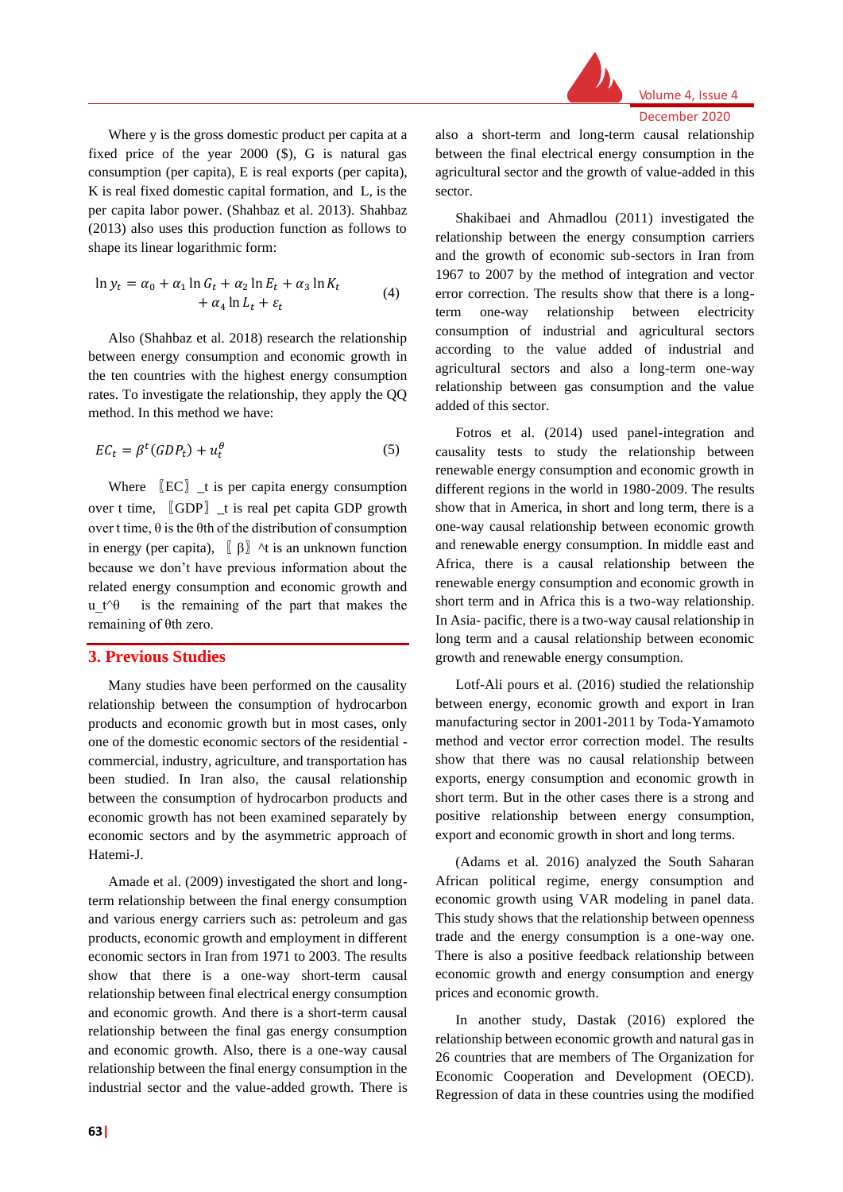Where y is the gross domestic product per capita at a fixed price of the year 2000 ($), G is natural gas consumption (per capita), E is real exports (per capita), K is real fixed domestic capital formation, and L, is the per capita labor power. (Shahbaz et al. 2013). Shahbaz (2013) also uses this production function as follows to shape its linear logarithmic form:

$$\ln y_t = \alpha_0 + \alpha_1 \ln G_t + \alpha_2 \ln E_t + \alpha_3 \ln K_t + \alpha_4 \ln L_t + \varepsilon_t \qquad (4)$$

Also (Shahbaz et al. 2018) research the relationship between energy consumption and economic growth in the ten countries with the highest energy consumption rates. To investigate the relationship, they apply the QQ method. In this method we have:

$$EC_t = \beta^t (GDP_t) + u_t^\theta \qquad (5)$$

Where 〖EC〗_t is per capita energy consumption over t time, 〖GDP〗_t is real pet capita GDP growth over t time, θ is the θth of the distribution of consumption in energy (per capita), 〖β〗^t is an unknown function because we don't have previous information about the related energy consumption and economic growth and u_t^θ is the remaining of the part that makes the remaining of θth zero.

## 3. Previous Studies

Many studies have been performed on the causality relationship between the consumption of hydrocarbon products and economic growth but in most cases, only one of the domestic economic sectors of the residential - commercial, industry, agriculture, and transportation has been studied. In Iran also, the causal relationship between the consumption of hydrocarbon products and economic growth has not been examined separately by economic sectors and by the asymmetric approach of Hatemi-J.

Amade et al. (2009) investigated the short and long-term relationship between the final energy consumption and various energy carriers such as: petroleum and gas products, economic growth and employment in different economic sectors in Iran from 1971 to 2003. The results show that there is a one-way short-term causal relationship between final electrical energy consumption and economic growth. And there is a short-term causal relationship between the final gas energy consumption and economic growth. Also, there is a one-way causal relationship between the final energy consumption in the industrial sector and the value-added growth. There is also a short-term and long-term causal relationship between the final electrical energy consumption in the agricultural sector and the growth of value-added in this sector.

Shakibaei and Ahmadlou (2011) investigated the relationship between the energy consumption carriers and the growth of economic sub-sectors in Iran from 1967 to 2007 by the method of integration and vector error correction. The results show that there is a long-term one-way relationship between electricity consumption of industrial and agricultural sectors according to the value added of industrial and agricultural sectors and also a long-term one-way relationship between gas consumption and the value added of this sector.

Fotros et al. (2014) used panel-integration and causality tests to study the relationship between renewable energy consumption and economic growth in different regions in the world in 1980-2009. The results show that in America, in short and long term, there is a one-way causal relationship between economic growth and renewable energy consumption. In middle east and Africa, there is a causal relationship between the renewable energy consumption and economic growth in short term and in Africa this is a two-way relationship. In Asia- pacific, there is a two-way causal relationship in long term and a causal relationship between economic growth and renewable energy consumption.

Lotf-Ali pours et al. (2016) studied the relationship between energy, economic growth and export in Iran manufacturing sector in 2001-2011 by Toda-Yamamoto method and vector error correction model. The results show that there was no causal relationship between exports, energy consumption and economic growth in short term. But in the other cases there is a strong and positive relationship between energy consumption, export and economic growth in short and long terms.

(Adams et al. 2016) analyzed the South Saharan African political regime, energy consumption and economic growth using VAR modeling in panel data. This study shows that the relationship between openness trade and the energy consumption is a one-way one. There is also a positive feedback relationship between economic growth and energy consumption and energy prices and economic growth.

In another study, Dastak (2016) explored the relationship between economic growth and natural gas in 26 countries that are members of The Organization for Economic Cooperation and Development (OECD). Regression of data in these countries using the modified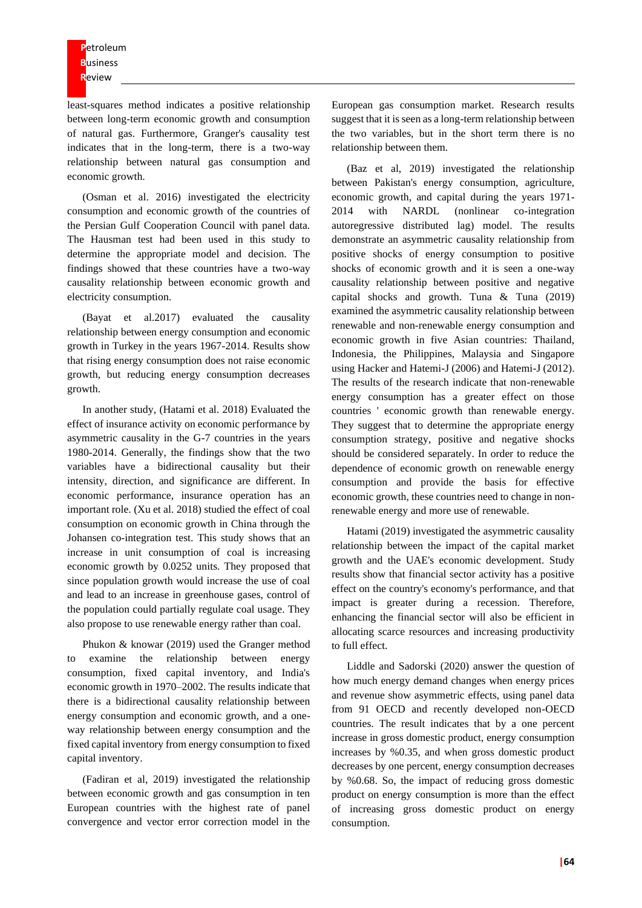least-squares method indicates a positive relationship between long-term economic growth and consumption of natural gas. Furthermore, Granger's causality test indicates that in the long-term, there is a two-way relationship between natural gas consumption and economic growth.

(Osman et al. 2016) investigated the electricity consumption and economic growth of the countries of the Persian Gulf Cooperation Council with panel data. The Hausman test had been used in this study to determine the appropriate model and decision. The findings showed that these countries have a two-way causality relationship between economic growth and electricity consumption.

(Bayat et al.2017) evaluated the causality relationship between energy consumption and economic growth in Turkey in the years 1967-2014. Results show that rising energy consumption does not raise economic growth, but reducing energy consumption decreases growth.

In another study, (Hatami et al. 2018) Evaluated the effect of insurance activity on economic performance by asymmetric causality in the G-7 countries in the years 1980-2014. Generally, the findings show that the two variables have a bidirectional causality but their intensity, direction, and significance are different. In economic performance, insurance operation has an important role. (Xu et al. 2018) studied the effect of coal consumption on economic growth in China through the Johansen co-integration test. This study shows that an increase in unit consumption of coal is increasing economic growth by 0.0252 units. They proposed that since population growth would increase the use of coal and lead to an increase in greenhouse gases, control of the population could partially regulate coal usage. They also propose to use renewable energy rather than coal.

Phukon & knowar (2019) used the Granger method to examine the relationship between energy consumption, fixed capital inventory, and India's economic growth in 1970–2002. The results indicate that there is a bidirectional causality relationship between energy consumption and economic growth, and a one-way relationship between energy consumption and the fixed capital inventory from energy consumption to fixed capital inventory.

(Fadiran et al, 2019) investigated the relationship between economic growth and gas consumption in ten European countries with the highest rate of panel convergence and vector error correction model in the European gas consumption market. Research results suggest that it is seen as a long-term relationship between the two variables, but in the short term there is no relationship between them.

(Baz et al, 2019) investigated the relationship between Pakistan's energy consumption, agriculture, economic growth, and capital during the years 1971-2014 with NARDL (nonlinear co-integration autoregressive distributed lag) model. The results demonstrate an asymmetric causality relationship from positive shocks of energy consumption to positive shocks of economic growth and it is seen a one-way causality relationship between positive and negative capital shocks and growth. Tuna & Tuna (2019) examined the asymmetric causality relationship between renewable and non-renewable energy consumption and economic growth in five Asian countries: Thailand, Indonesia, the Philippines, Malaysia and Singapore using Hacker and Hatemi-J (2006) and Hatemi-J (2012). The results of the research indicate that non-renewable energy consumption has a greater effect on those countries ' economic growth than renewable energy. They suggest that to determine the appropriate energy consumption strategy, positive and negative shocks should be considered separately. In order to reduce the dependence of economic growth on renewable energy consumption and provide the basis for effective economic growth, these countries need to change in non-renewable energy and more use of renewable.

Hatami (2019) investigated the asymmetric causality relationship between the impact of the capital market growth and the UAE's economic development. Study results show that financial sector activity has a positive effect on the country's economy's performance, and that impact is greater during a recession. Therefore, enhancing the financial sector will also be efficient in allocating scarce resources and increasing productivity to full effect.

Liddle and Sadorski (2020) answer the question of how much energy demand changes when energy prices and revenue show asymmetric effects, using panel data from 91 OECD and recently developed non-OECD countries. The result indicates that by a one percent increase in gross domestic product, energy consumption increases by %0.35, and when gross domestic product decreases by one percent, energy consumption decreases by %0.68. So, the impact of reducing gross domestic product on energy consumption is more than the effect of increasing gross domestic product on energy consumption.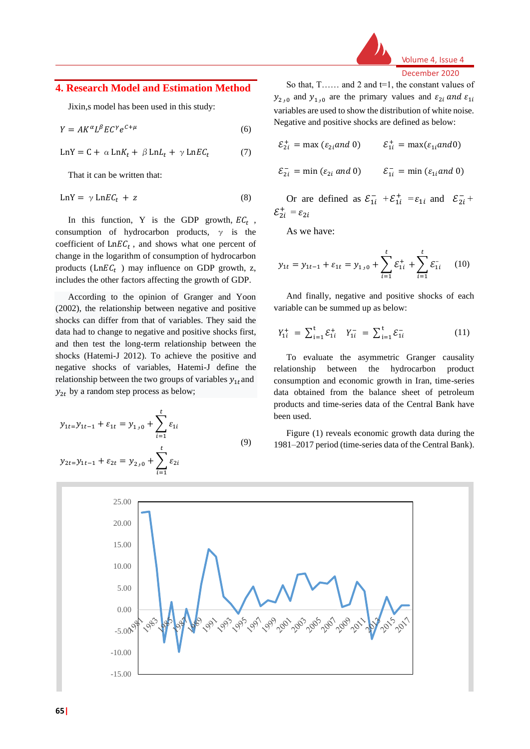## 4. Research Model and Estimation Method

Jixin,s model has been used in this study:

$$Y = AK^{\alpha}L^{\beta}EC^{\gamma}e^{C+\mu} \qquad (6)$$

$$\text{LnY} = \text{C} + \alpha \,\text{Ln}K_t + \beta \,\text{Ln}L_t + \gamma \,\text{Ln}EC_t \qquad (7)$$

That it can be written that:

$$\text{LnY} = \gamma \,\text{Ln}EC_t + z \qquad (8)$$

In this function, Y is the GDP growth, $EC_t$, consumption of hydrocarbon products, $\gamma$ is the coefficient of $\text{Ln}EC_t$, and shows what one percent of change in the logarithm of consumption of hydrocarbon products ($\text{Ln}EC_t$) may influence on GDP growth, z, includes the other factors affecting the growth of GDP.

According to the opinion of Granger and Yoon (2002), the relationship between negative and positive shocks can differ from that of variables. They said the data had to change to negative and positive shocks first, and then test the long-term relationship between the shocks (Hatemi-J 2012). To achieve the positive and negative shocks of variables, Hatemi-J define the relationship between the two groups of variables $y_{1t}$ and $y_{2t}$ by a random step process as below;

$$y_{1t} = y_{1t-1} + \varepsilon_{1t} = y_{1,0} + \sum_{i=1}^{t} \varepsilon_{1i}$$

$$y_{2t} = y_{1t-1} + \varepsilon_{2t} = y_{2,0} + \sum_{i=1}^{t} \varepsilon_{2i} \qquad (9)$$

So that, T…… and 2 and t=1, the constant values of $y_{2,0}$ and $y_{1,0}$ are the primary values and $\varepsilon_{2i}$ and $\varepsilon_{1i}$ variables are used to show the distribution of white noise. Negative and positive shocks are defined as below:

$$\varepsilon_{2i}^{+} = \max(\varepsilon_{2i} \text{ and } 0) \qquad \varepsilon_{1i}^{+} = \max(\varepsilon_{1i} \text{ and } 0)$$

$$\varepsilon_{2i}^{-} = \min(\varepsilon_{2i} \text{ and } 0) \qquad \varepsilon_{1i}^{-} = \min(\varepsilon_{1i} \text{ and } 0)$$

Or are defined as $\mathcal{E}_{1i}^{-} + \mathcal{E}_{1i}^{+} = \varepsilon_{1i}$ and $\mathcal{E}_{2i}^{-} + \mathcal{E}_{2i}^{+} = \varepsilon_{2i}$

As we have:

$$y_{1t} = y_{1t-1} + \varepsilon_{1t} = y_{1,0} + \sum_{i=1}^{t} \mathcal{E}_{1i}^{+} + \sum_{i=1}^{t} \mathcal{E}_{1i}^{-} \qquad (10)$$

And finally, negative and positive shocks of each variable can be summed up as below:

$$Y_{1i}^{+} = \sum_{i=1}^{t} \mathcal{E}_{1i}^{+} \qquad Y_{1i}^{-} = \sum_{i=1}^{t} \mathcal{E}_{1i}^{-} \qquad (11)$$

To evaluate the asymmetric Granger causality relationship between the hydrocarbon product consumption and economic growth in Iran, time-series data obtained from the balance sheet of petroleum products and time-series data of the Central Bank have been used.

Figure (1) reveals economic growth data during the 1981–2017 period (time-series data of the Central Bank).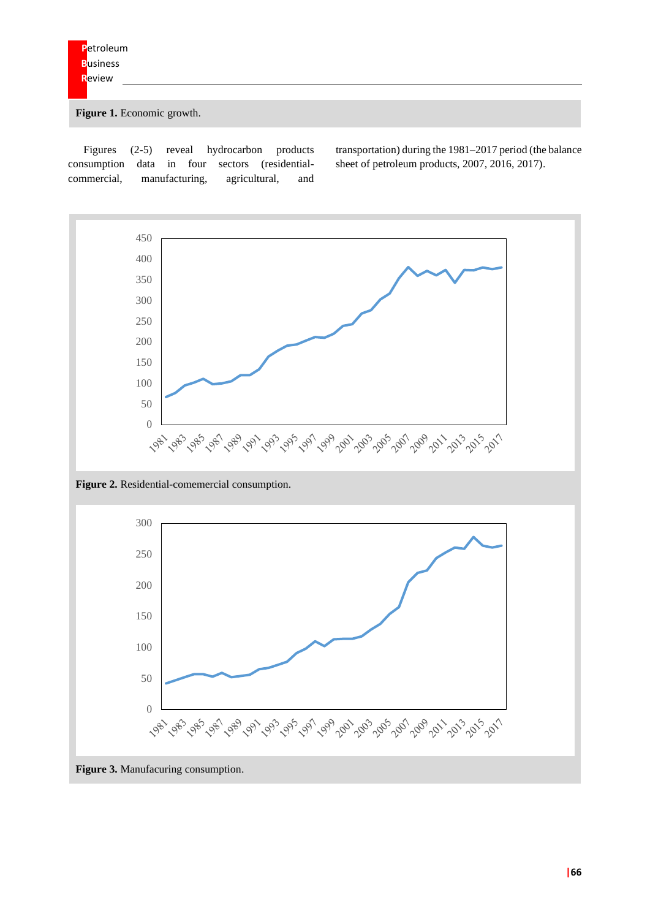**Figure 1.** Economic growth.

Figures (2-5) reveal hydrocarbon products consumption data in four sectors (residential-commercial, manufacturing, agricultural, and transportation) during the 1981–2017 period (the balance sheet of petroleum products, 2007, 2016, 2017).

**Figure 2.** Residential-comemercial consumption.

**Figure 3.** Manufacuring consumption.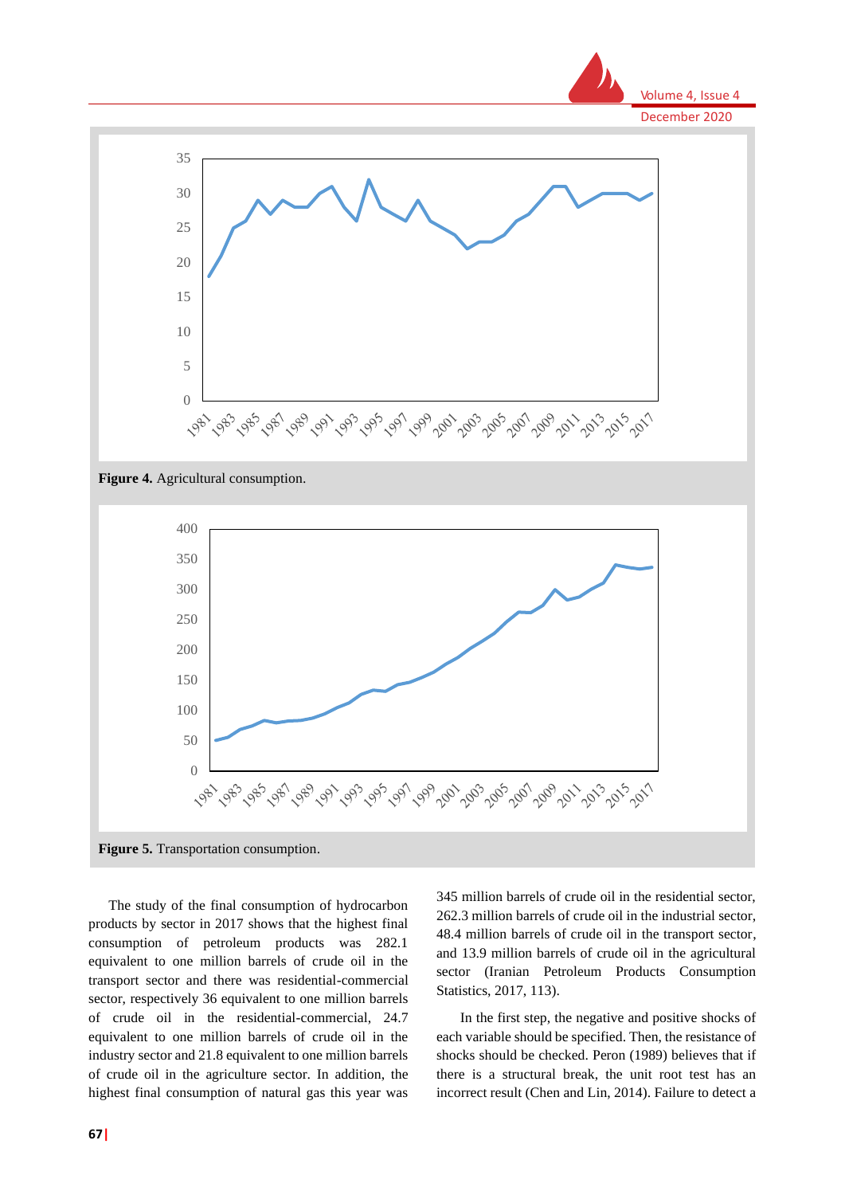**Figure 4.** Agricultural consumption.

**Figure 5.** Transportation consumption.

The study of the final consumption of hydrocarbon products by sector in 2017 shows that the highest final consumption of petroleum products was 282.1 equivalent to one million barrels of crude oil in the transport sector and there was residential-commercial sector, respectively 36 equivalent to one million barrels of crude oil in the residential-commercial, 24.7 equivalent to one million barrels of crude oil in the industry sector and 21.8 equivalent to one million barrels of crude oil in the agriculture sector. In addition, the highest final consumption of natural gas this year was 345 million barrels of crude oil in the residential sector, 262.3 million barrels of crude oil in the industrial sector, 48.4 million barrels of crude oil in the transport sector, and 13.9 million barrels of crude oil in the agricultural sector (Iranian Petroleum Products Consumption Statistics, 2017, 113).

In the first step, the negative and positive shocks of each variable should be specified. Then, the resistance of shocks should be checked. Peron (1989) believes that if there is a structural break, the unit root test has an incorrect result (Chen and Lin, 2014). Failure to detect a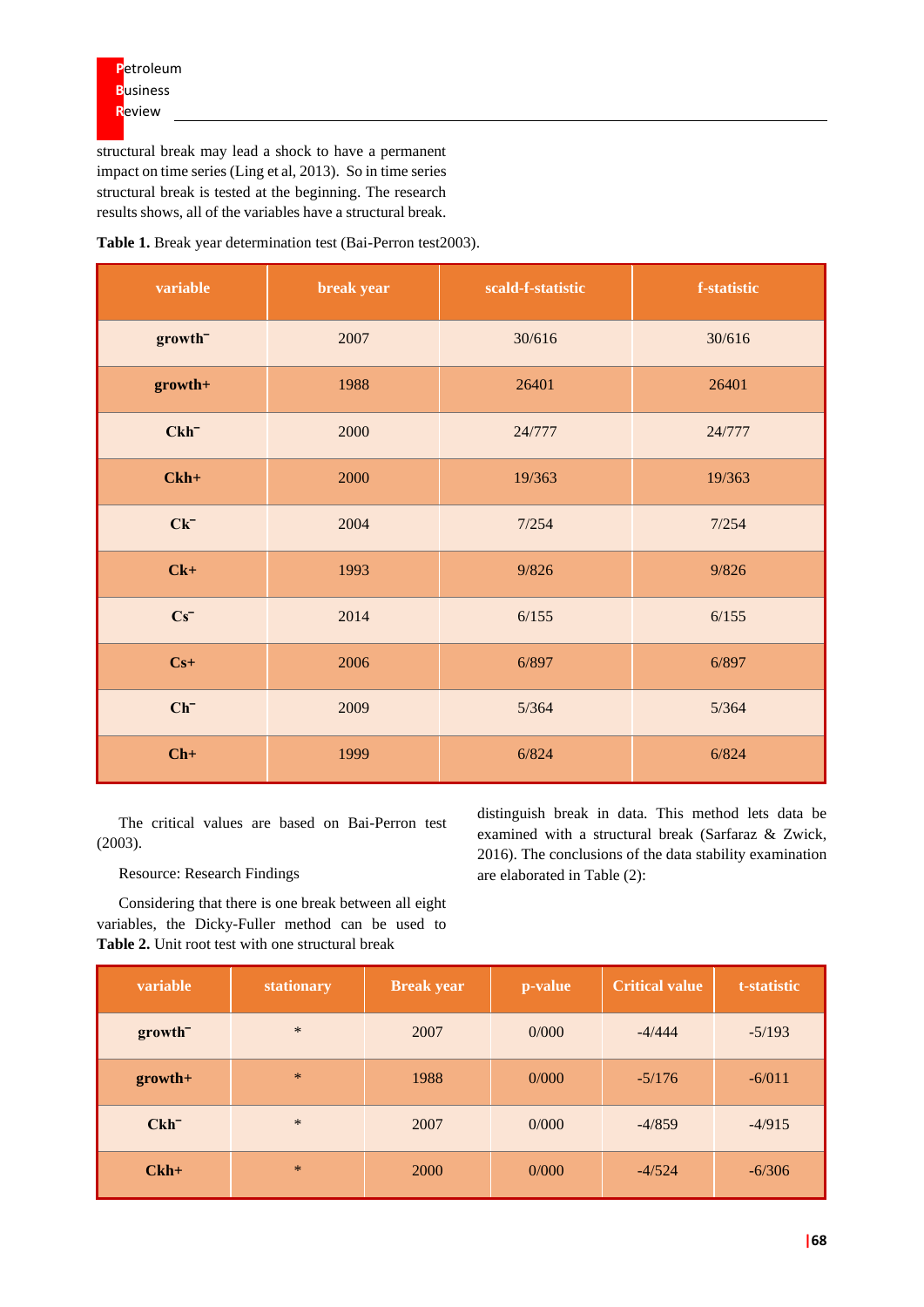structural break may lead a shock to have a permanent impact on time series (Ling et al, 2013). So in time series structural break is tested at the beginning. The research results shows, all of the variables have a structural break.

**Table 1.** Break year determination test (Bai-Perron test2003).

| variable | break year | scald-f-statistic | f-statistic |
|---|---|---|---|
| **growth⁻** | 2007 | 30/616 | 30/616 |
| **growth+** | 1988 | 26401 | 26401 |
| **Ckh⁻** | 2000 | 24/777 | 24/777 |
| **Ckh+** | 2000 | 19/363 | 19/363 |
| **Ck⁻** | 2004 | 7/254 | 7/254 |
| **Ck+** | 1993 | 9/826 | 9/826 |
| **Cs⁻** | 2014 | 6/155 | 6/155 |
| **Cs+** | 2006 | 6/897 | 6/897 |
| **Ch⁻** | 2009 | 5/364 | 5/364 |
| **Ch+** | 1999 | 6/824 | 6/824 |

The critical values are based on Bai-Perron test (2003).

Resource: Research Findings

Considering that there is one break between all eight variables, the Dicky-Fuller method can be used to distinguish break in data. This method lets data be examined with a structural break (Sarfaraz & Zwick, 2016). The conclusions of the data stability examination are elaborated in Table (2):

**Table 2.** Unit root test with one structural break

| variable | stationary | Break year | p-value | Critical value | t-statistic |
|---|---|---|---|---|---|
| **growth⁻** | * | 2007 | 0/000 | -4/444 | -5/193 |
| **growth+** | * | 1988 | 0/000 | -5/176 | -6/011 |
| **Ckh⁻** | * | 2007 | 0/000 | -4/859 | -4/915 |
| **Ckh+** | * | 2000 | 0/000 | -4/524 | -6/306 |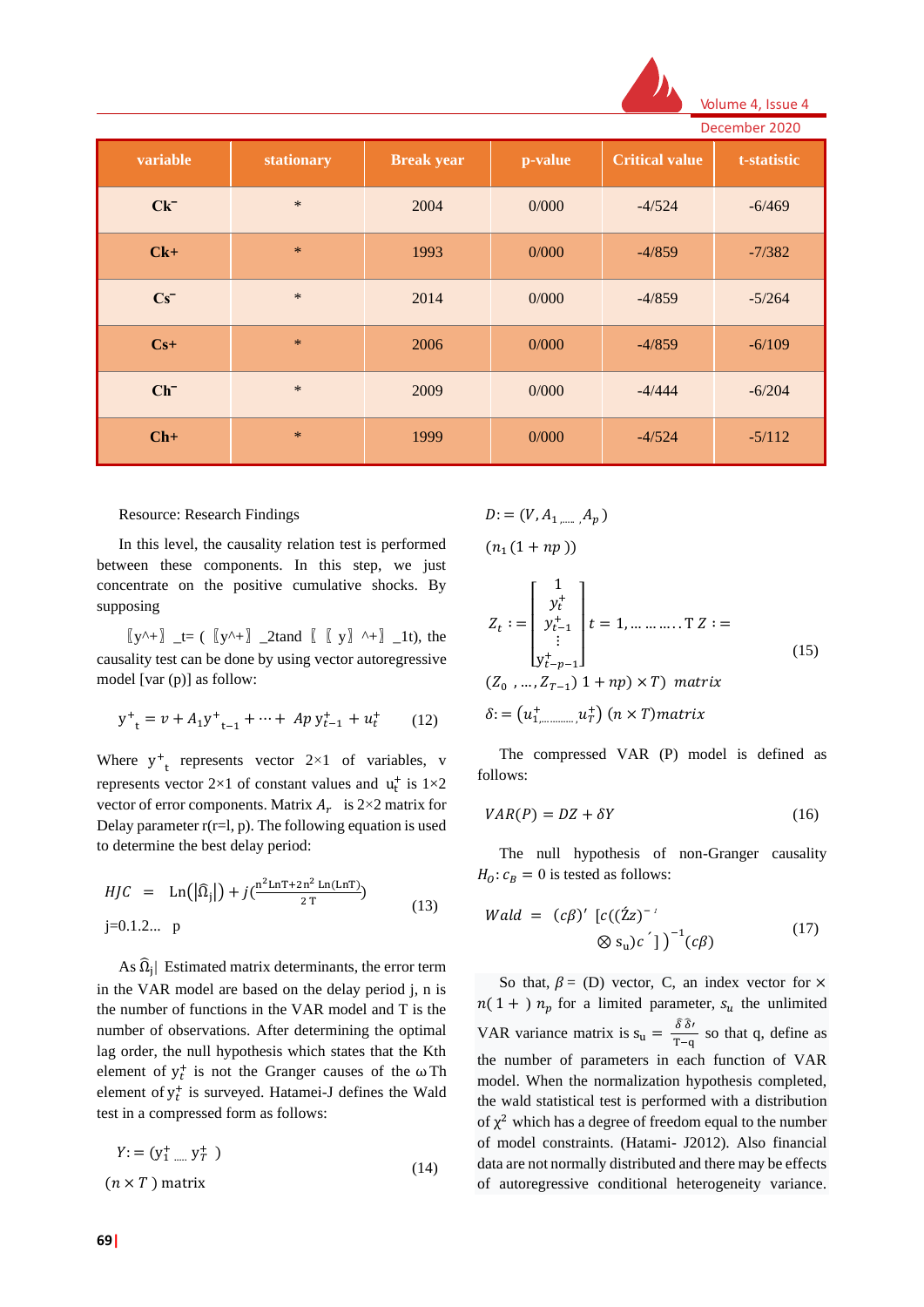| variable | stationary | Break year | p-value | Critical value | t-statistic |
|---|---|---|---|---|---|
| Ck⁻ | * | 2004 | 0/000 | -4/524 | -6/469 |
| Ck+ | * | 1993 | 0/000 | -4/859 | -7/382 |
| Cs⁻ | * | 2014 | 0/000 | -4/859 | -5/264 |
| Cs+ | * | 2006 | 0/000 | -4/859 | -6/109 |
| Ch⁻ | * | 2009 | 0/000 | -4/444 | -6/204 |
| Ch+ | * | 1999 | 0/000 | -4/524 | -5/112 |

Resource: Research Findings

In this level, the causality relation test is performed between these components. In this step, we just concentrate on the positive cumulative shocks. By supposing

〖y^+〗_t= ( 〖y^+〗_2tand 〖〖y〗^+〗_1t), the causality test can be done by using vector autoregressive model [var (p)] as follow:

$$y^{+}_{t} = v + A_1 y^{+}_{t-1} + \cdots + Ap\, y^{+}_{t-1} + u^{+}_{t} \qquad (12)$$

Where $y^{+}_{t}$ represents vector 2×1 of variables, v represents vector 2×1 of constant values and $u^{+}_{t}$ is 1×2 vector of error components. Matrix $A_r$ is 2×2 matrix for Delay parameter r(r=l, p). The following equation is used to determine the best delay period:

$$HJC = \mathrm{Ln}\left(|\hat{\Omega}_j|\right) + j\left(\frac{n^2 \mathrm{LnT} + 2n^2 \mathrm{Ln(LnT)}}{2T}\right) \qquad (13)$$

j=0.1.2... p

As $|\hat{\Omega}_j|$ Estimated matrix determinants, the error term in the VAR model are based on the delay period j, n is the number of functions in the VAR model and T is the number of observation. After determining the optimal lag order, the null hypothesis which states that the Kth element of $y^{+}_{t}$ is not the Granger causes of the ω Th element of $y^{+}_{t}$ is surveyed. Hatamei-J defines the Wald test in a compressed form as follows:

$$Y := (y^{+}_{1} \ldots y^{+}_{T}) \quad (n \times T) \text{ matrix} \qquad (14)$$

$$D := (V, A_1, \ldots, A_p) \quad (n_1 (1 + np))$$

$$Z_t := \begin{bmatrix} 1 \\ y^{+}_{t} \\ y^{+}_{t-1} \\ \vdots \\ y^{+}_{t-p-1} \end{bmatrix} \; t = 1, \ldots \ldots \ldots T \;\; Z := \qquad (15)$$

$$(Z_0, \ldots, Z_{T-1})\; 1 + np) \times T) \;\; matrix$$

$$\delta := (u^{+}_{1}, \ldots, u^{+}_{T}) \; (n \times T) matrix$$

The compressed VAR (P) model is defined as follows:

$$VAR(P) = DZ + \delta Y \qquad (16)$$

The null hypothesis of non-Granger causality $H_0: c_B = 0$ is tested as follows:

$$Wald = (c\beta)' \left[c\left((\acute{Z}z)^{-'} \otimes s_u\right)c'\right]^{-1}(c\beta) \qquad (17)$$

So that, $\beta$ = (D) vector, C, an index vector for × $n(1 + )\, n_p$ for a limited parameter, $s_u$ the unlimited VAR variance matrix is $s_u = \frac{\hat{\delta}\,\hat{\delta}'}{T-q}$ so that q, define as the number of parameters in each function of VAR model. When the normalization hypothesis completed, the wald statistical test is performed with a distribution of $\chi^2$ which has a degree of freedom equal to the number of model constraints. (Hatami- J2012). Also financial data are not normally distributed and there may be effects of autoregressive conditional heterogeneity variance.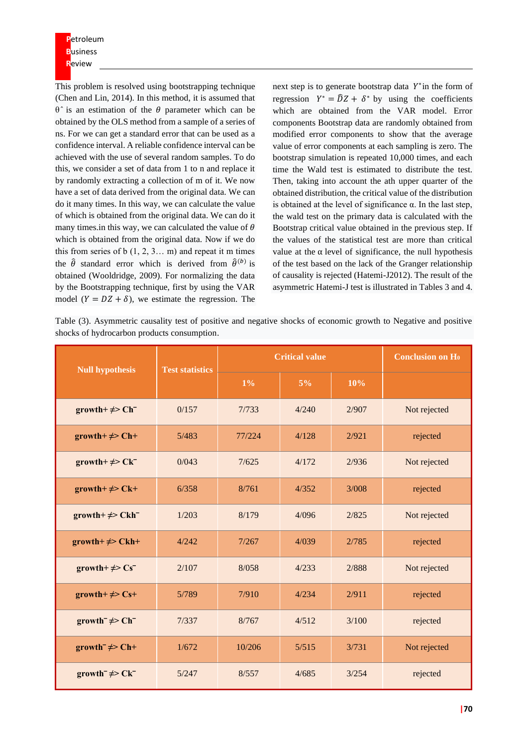This problem is resolved using bootstrapping technique (Chen and Lin, 2014). In this method, it is assumed that θ̂ is an estimation of the $\theta$ parameter which can be obtained by the OLS method from a sample of a series of ns. For we can get a standard error that can be used as a confidence interval. A reliable confidence interval can be achieved with the use of several random samples. To do this, we consider a set of data from 1 to n and replace it by randomly extracting a collection of m of it. We now have a set of data derived from the original data. We can do it many times. In this way, we can calculate the value of which is obtained from the original data. We can do it many times.in this way, we can calculated the value of $\theta$ which is obtained from the original data. Now if we do this from series of b (1, 2, 3… m) and repeat it m times the $\hat{\theta}$ standard error which is derived from $\hat{\theta}^{(b)}$ is obtained (Wooldridge, 2009). For normalizing the data by the Bootstrapping technique, first by using the VAR model ($Y = DZ + \delta$), we estimate the regression. The next step is to generate bootstrap data $Y^*$in the form of regression $Y^* = \hat{D}Z + \delta^*$ by using the coefficients which are obtained from the VAR model. Error components Bootstrap data are randomly obtained from modified error components to show that the average value of error components at each sampling is zero. The bootstrap simulation is repeated 10,000 times, and each time the Wald test is estimated to distribute the test. Then, taking into account the ath upper quarter of the obtained distribution, the critical value of the distribution is obtained at the level of significance α. In the last step, the wald test on the primary data is calculated with the Bootstrap critical value obtained in the previous step. If the values of the statistical test are more than critical value at the α level of significance, the null hypothesis of the test based on the lack of the Granger relationship of causality is rejected (Hatemi-J2012). The result of the asymmetric Hatemi-J test is illustrated in Tables 3 and 4.

Table (3). Asymmetric causality test of positive and negative shocks of economic growth to Negative and positive shocks of hydrocarbon products consumption.

| Null hypothesis | Test statistics | Critical value | | | Conclusion on H₀ |
|---|---|---|---|---|---|
| | | 1% | 5% | 10% | |
| growth+ ≠> Ch⁻ | 0/157 | 7/733 | 4/240 | 2/907 | Not rejected |
| growth+ ≠> Ch+ | 5/483 | 77/224 | 4/128 | 2/921 | rejected |
| growth+ ≠> Ck⁻ | 0/043 | 7/625 | 4/172 | 2/936 | Not rejected |
| growth+ ≠> Ck+ | 6/358 | 8/761 | 4/352 | 3/008 | rejected |
| growth+ ≠> Ckh⁻ | 1/203 | 8/179 | 4/096 | 2/825 | Not rejected |
| growth+ ≠> Ckh+ | 4/242 | 7/267 | 4/039 | 2/785 | rejected |
| growth+ ≠> Cs⁻ | 2/107 | 8/058 | 4/233 | 2/888 | Not rejected |
| growth+ ≠> Cs+ | 5/789 | 7/910 | 4/234 | 2/911 | rejected |
| growth⁻ ≠> Ch⁻ | 7/337 | 8/767 | 4/512 | 3/100 | rejected |
| growth⁻ ≠> Ch+ | 1/672 | 10/206 | 5/515 | 3/731 | Not rejected |
| growth⁻ ≠> Ck⁻ | 5/247 | 8/557 | 4/685 | 3/254 | rejected |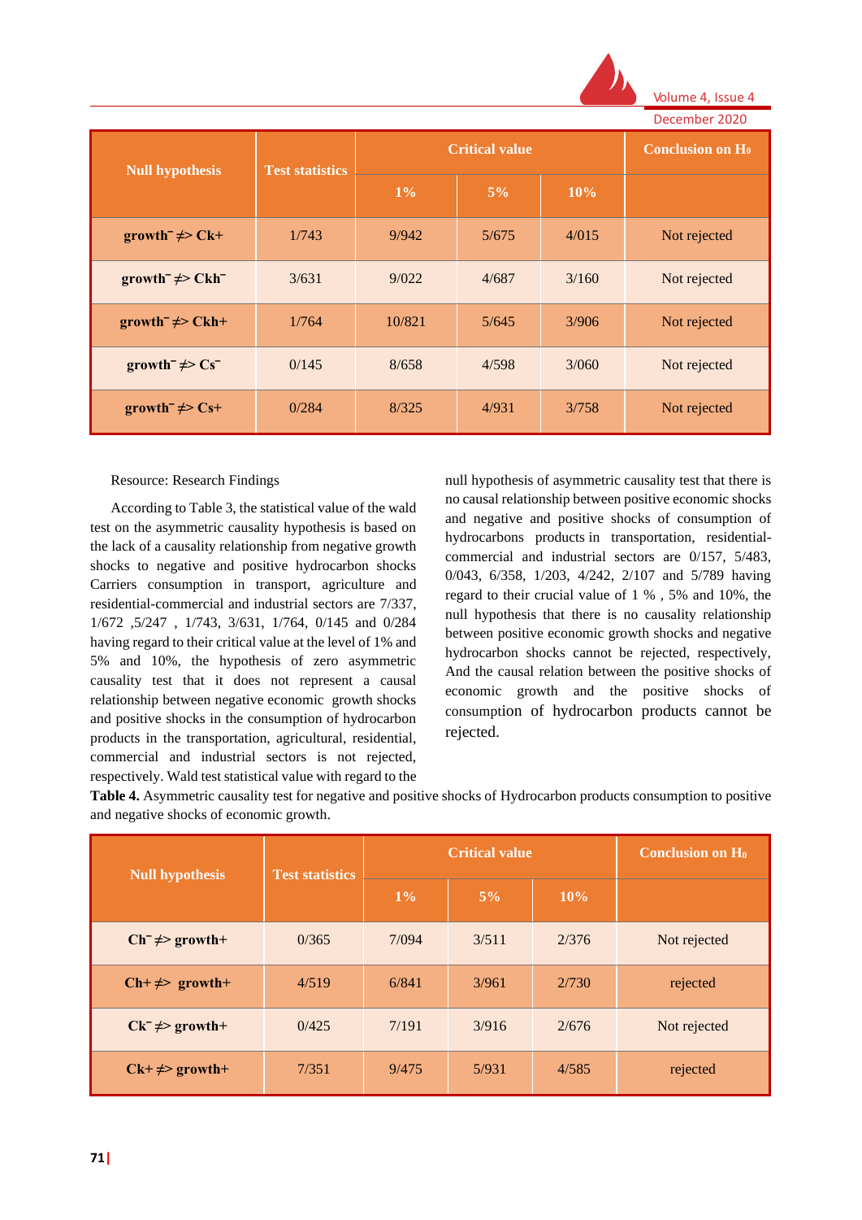| Null hypothesis | Test statistics | Critical value | | | Conclusion on $H_0$ |
|---|---|---|---|---|---|
| | | 1% | 5% | 10% | |
| growth⁻ ≠> Ck+ | 1/743 | 9/942 | 5/675 | 4/015 | Not rejected |
| growth⁻ ≠> Ckh⁻ | 3/631 | 9/022 | 4/687 | 3/160 | Not rejected |
| growth⁻ ≠> Ckh+ | 1/764 | 10/821 | 5/645 | 3/906 | Not rejected |
| growth⁻ ≠> Cs⁻ | 0/145 | 8/658 | 4/598 | 3/060 | Not rejected |
| growth⁻ ≠> Cs+ | 0/284 | 8/325 | 4/931 | 3/758 | Not rejected |

Resource: Research Findings

According to Table 3, the statistical value of the wald test on the asymmetric causality hypothesis is based on the lack of a causality relationship from negative growth shocks to negative and positive hydrocarbon shocks Carriers consumption in transport, agriculture and residential-commercial and industrial sectors are 7/337, 1/672 ,5/247 , 1/743, 3/631, 1/764, 0/145 and 0/284 having regard to their critical value at the level of 1% and 5% and 10%, the hypothesis of zero asymmetric causality test that it does not represent a causal relationship between negative economic growth shocks and positive shocks in the consumption of hydrocarbon products in the transportation, agricultural, residential, commercial and industrial sectors is not rejected, respectively. Wald test statistical value with regard to the null hypothesis of asymmetric causality test that there is no causal relationship between positive economic shocks and negative and positive shocks of consumption of hydrocarbons products in transportation, residential-commercial and industrial sectors are 0/157, 5/483, 0/043, 6/358, 1/203, 4/242, 2/107 and 5/789 having regard to their crucial value of 1 % , 5% and 10%, the null hypothesis that there is no causality relationship between positive economic growth shocks and negative hydrocarbon shocks cannot be rejected, respectively, And the causal relation between the positive shocks of economic growth and the positive shocks of consumption of hydrocarbon products cannot be rejected.

**Table 4.** Asymmetric causality test for negative and positive shocks of Hydrocarbon products consumption to positive and negative shocks of economic growth.

| Null hypothesis | Test statistics | Critical value | | | Conclusion on $H_0$ |
|---|---|---|---|---|---|
| | | 1% | 5% | 10% | |
| Ch⁻ ≠> growth+ | 0/365 | 7/094 | 3/511 | 2/376 | Not rejected |
| Ch+ ≠> growth+ | 4/519 | 6/841 | 3/961 | 2/730 | rejected |
| Ck⁻ ≠> growth+ | 0/425 | 7/191 | 3/916 | 2/676 | Not rejected |
| Ck+ ≠> growth+ | 7/351 | 9/475 | 5/931 | 4/585 | rejected |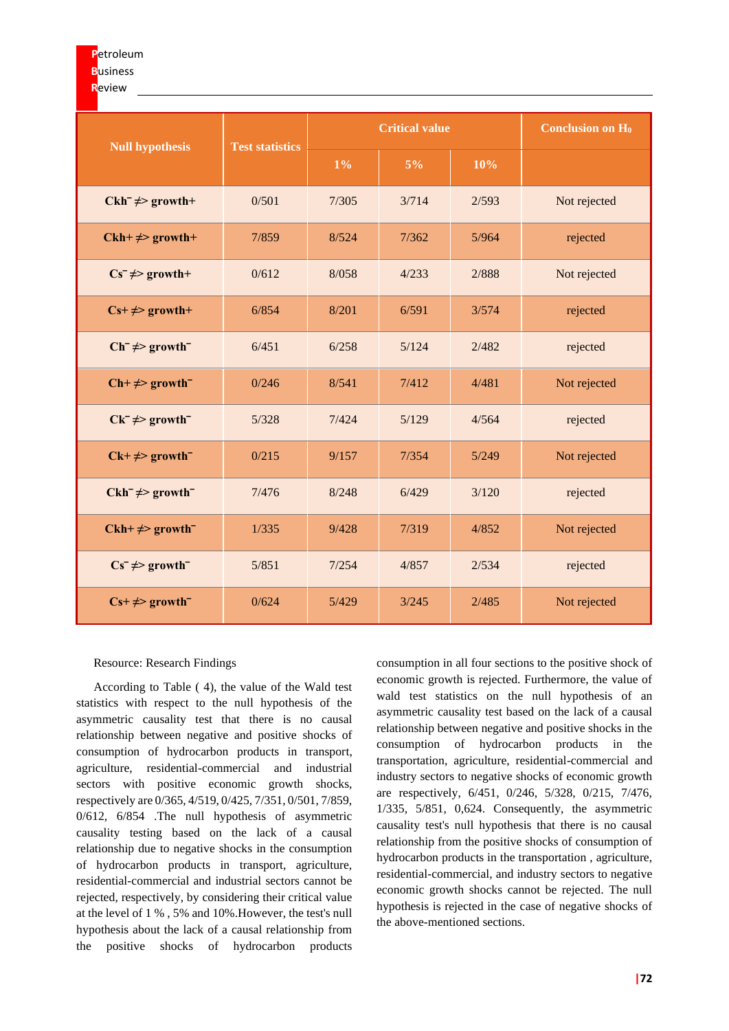| Null hypothesis | Test statistics | Critical value | | | Conclusion on $H_0$ |
|---|---|---|---|---|---|
| | | 1% | 5% | 10% | |
| $Ckh^{-} \nRightarrow growth+$ | 0/501 | 7/305 | 3/714 | 2/593 | Not rejected |
| $Ckh+ \nRightarrow growth+$ | 7/859 | 8/524 | 7/362 | 5/964 | rejected |
| $Cs^{-} \nRightarrow growth+$ | 0/612 | 8/058 | 4/233 | 2/888 | Not rejected |
| $Cs+ \nRightarrow growth+$ | 6/854 | 8/201 | 6/591 | 3/574 | rejected |
| $Ch^{-} \nRightarrow growth^{-}$ | 6/451 | 6/258 | 5/124 | 2/482 | rejected |
| $Ch+ \nRightarrow growth^{-}$ | 0/246 | 8/541 | 7/412 | 4/481 | Not rejected |
| $Ck^{-} \nRightarrow growth^{-}$ | 5/328 | 7/424 | 5/129 | 4/564 | rejected |
| $Ck+ \nRightarrow growth^{-}$ | 0/215 | 9/157 | 7/354 | 5/249 | Not rejected |
| $Ckh^{-} \nRightarrow growth^{-}$ | 7/476 | 8/248 | 6/429 | 3/120 | rejected |
| $Ckh+ \nRightarrow growth^{-}$ | 1/335 | 9/428 | 7/319 | 4/852 | Not rejected |
| $Cs^{-} \nRightarrow growth^{-}$ | 5/851 | 7/254 | 4/857 | 2/534 | rejected |
| $Cs+ \nRightarrow growth^{-}$ | 0/624 | 5/429 | 3/245 | 2/485 | Not rejected |

Resource: Research Findings

According to Table ( 4), the value of the Wald test statistics with respect to the null hypothesis of the asymmetric causality test that there is no causal relationship between negative and positive shocks of consumption of hydrocarbon products in transport, agriculture, residential-commercial and industrial sectors with positive economic growth shocks, respectively are 0/365, 4/519, 0/425, 7/351, 0/501, 7/859, 0/612, 6/854 .The null hypothesis of asymmetric causality testing based on the lack of a causal relationship due to negative shocks in the consumption of hydrocarbon products in transport, agriculture, residential-commercial and industrial sectors cannot be rejected, respectively, by considering their critical value at the level of 1 % , 5% and 10%.However, the test's null hypothesis about the lack of a causal relationship from the positive shocks of hydrocarbon products consumption in all four sections to the positive shock of economic growth is rejected. Furthermore, the value of wald test statistics on the null hypothesis of an asymmetric causality test based on the lack of a causal relationship between negative and positive shocks in the consumption of hydrocarbon products in the transportation, agriculture, residential-commercial and industry sectors to negative shocks of economic growth are respectively, 6/451, 0/246, 5/328, 0/215, 7/476, 1/335, 5/851, 0,624. Consequently, the asymmetric causality test's null hypothesis that there is no causal relationship from the positive shocks of consumption of hydrocarbon products in the transportation , agriculture, residential-commercial, and industry sectors to negative economic growth shocks cannot be rejected. The null hypothesis is rejected in the case of negative shocks of the above-mentioned sections.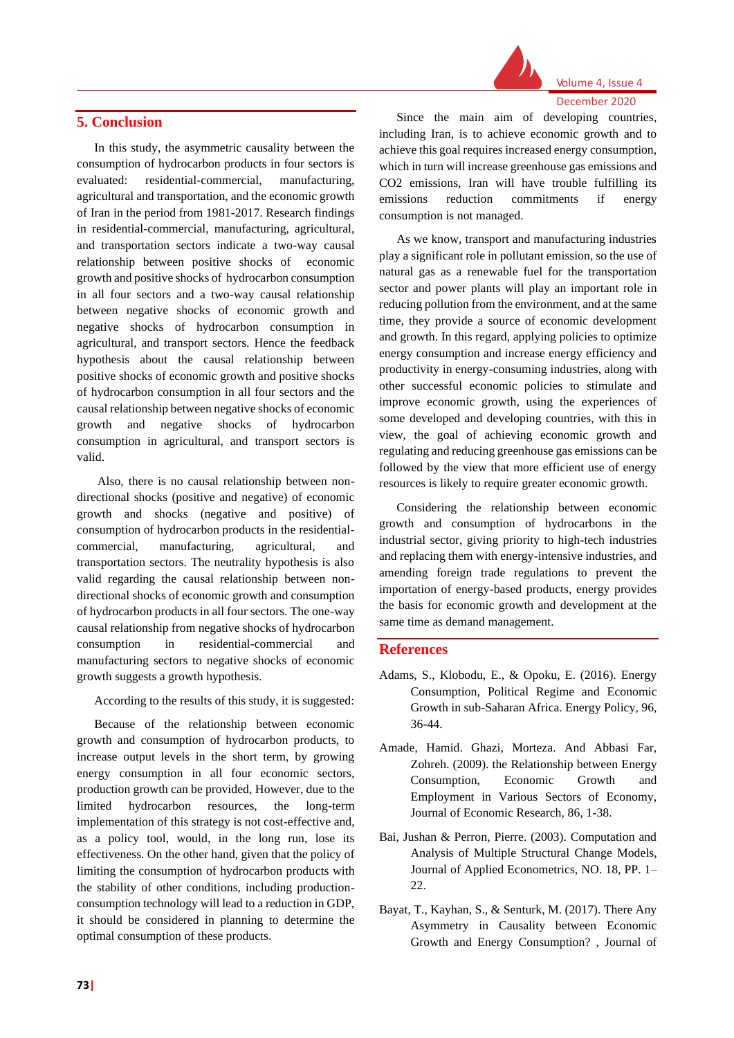## 5. Conclusion

In this study, the asymmetric causality between the consumption of hydrocarbon products in four sectors is evaluated: residential-commercial, manufacturing, agricultural and transportation, and the economic growth of Iran in the period from 1981-2017. Research findings in residential-commercial, manufacturing, agricultural, and transportation sectors indicate a two-way causal relationship between positive shocks of economic growth and positive shocks of hydrocarbon consumption in all four sectors and a two-way causal relationship between negative shocks of economic growth and negative shocks of hydrocarbon consumption in agricultural, and transport sectors. Hence the feedback hypothesis about the causal relationship between positive shocks of economic growth and positive shocks of hydrocarbon consumption in all four sectors and the causal relationship between negative shocks of economic growth and negative shocks of hydrocarbon consumption in agricultural, and transport sectors is valid.

Also, there is no causal relationship between non-directional shocks (positive and negative) of economic growth and shocks (negative and positive) of consumption of hydrocarbon products in the residential-commercial, manufacturing, agricultural, and transportation sectors. The neutrality hypothesis is also valid regarding the causal relationship between non-directional shocks of economic growth and consumption of hydrocarbon products in all four sectors. The one-way causal relationship from negative shocks of hydrocarbon consumption in residential-commercial and manufacturing sectors to negative shocks of economic growth suggests a growth hypothesis.

According to the results of this study, it is suggested:

Because of the relationship between economic growth and consumption of hydrocarbon products, to increase output levels in the short term, by growing energy consumption in all four economic sectors, production growth can be provided, However, due to the limited hydrocarbon resources, the long-term implementation of this strategy is not cost-effective and, as a policy tool, would, in the long run, lose its effectiveness. On the other hand, given that the policy of limiting the consumption of hydrocarbon products with the stability of other conditions, including production-consumption technology will lead to a reduction in GDP, it should be considered in planning to determine the optimal consumption of these products.

Since the main aim of developing countries, including Iran, is to achieve economic growth and to achieve this goal requires increased energy consumption, which in turn will increase greenhouse gas emissions and CO2 emissions, Iran will have trouble fulfilling its emissions reduction commitments if energy consumption is not managed.

As we know, transport and manufacturing industries play a significant role in pollutant emission, so the use of natural gas as a renewable fuel for the transportation sector and power plants will play an important role in reducing pollution from the environment, and at the same time, they provide a source of economic development and growth. In this regard, applying policies to optimize energy consumption and increase energy efficiency and productivity in energy-consuming industries, along with other successful economic policies to stimulate and improve economic growth, using the experiences of some developed and developing countries, with this in view, the goal of achieving economic growth and regulating and reducing greenhouse gas emissions can be followed by the view that more efficient use of energy resources is likely to require greater economic growth.

Considering the relationship between economic growth and consumption of hydrocarbons in the industrial sector, giving priority to high-tech industries and replacing them with energy-intensive industries, and amending foreign trade regulations to prevent the importation of energy-based products, energy provides the basis for economic growth and development at the same time as demand management.

## References

Adams, S., Klobodu, E., & Opoku, E. (2016). Energy Consumption, Political Regime and Economic Growth in sub-Saharan Africa. Energy Policy, 96, 36-44.

Amade, Hamid. Ghazi, Morteza. And Abbasi Far, Zohreh. (2009). the Relationship between Energy Consumption, Economic Growth and Employment in Various Sectors of Economy, Journal of Economic Research, 86, 1-38.

Bai, Jushan & Perron, Pierre. (2003). Computation and Analysis of Multiple Structural Change Models, Journal of Applied Econometrics, NO. 18, PP. 1–22.

Bayat, T., Kayhan, S., & Senturk, M. (2017). There Any Asymmetry in Causality between Economic Growth and Energy Consumption? , Journal of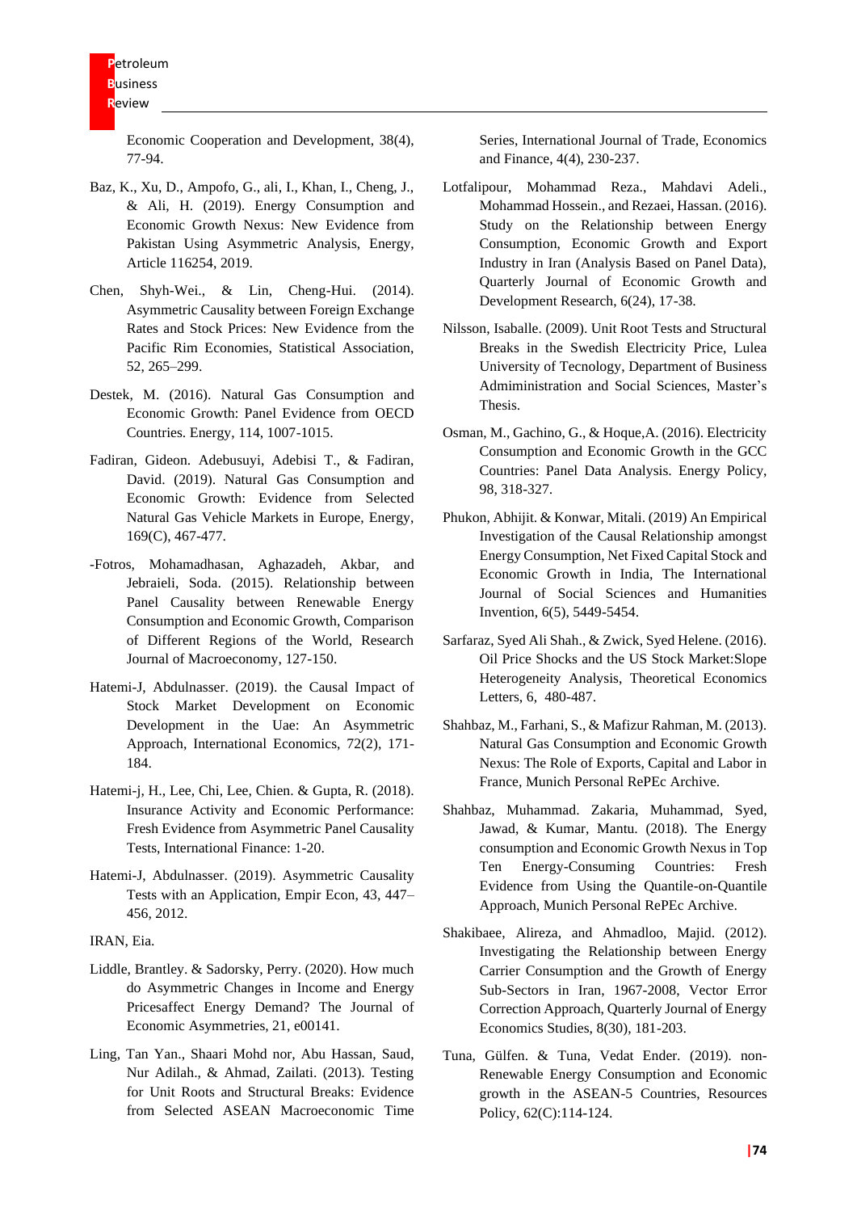Economic Cooperation and Development, 38(4), 77-94.

Baz, K., Xu, D., Ampofo, G., ali, I., Khan, I., Cheng, J., & Ali, H. (2019). Energy Consumption and Economic Growth Nexus: New Evidence from Pakistan Using Asymmetric Analysis, Energy, Article 116254, 2019.

Chen, Shyh-Wei., & Lin, Cheng-Hui. (2014). Asymmetric Causality between Foreign Exchange Rates and Stock Prices: New Evidence from the Pacific Rim Economies, Statistical Association, 52, 265–299.

Destek, M. (2016). Natural Gas Consumption and Economic Growth: Panel Evidence from OECD Countries. Energy, 114, 1007-1015.

Fadiran, Gideon. Adebusuyi, Adebisi T., & Fadiran, David. (2019). Natural Gas Consumption and Economic Growth: Evidence from Selected Natural Gas Vehicle Markets in Europe, Energy, 169(C), 467-477.

-Fotros, Mohamadhasan, Aghazadeh, Akbar, and Jebraieli, Soda. (2015). Relationship between Panel Causality between Renewable Energy Consumption and Economic Growth, Comparison of Different Regions of the World, Research Journal of Macroeconomy, 127-150.

Hatemi-J, Abdulnasser. (2019). the Causal Impact of Stock Market Development on Economic Development in the Uae: An Asymmetric Approach, International Economics, 72(2), 171-184.

Hatemi-j, H., Lee, Chi, Lee, Chien. & Gupta, R. (2018). Insurance Activity and Economic Performance: Fresh Evidence from Asymmetric Panel Causality Tests, International Finance: 1-20.

Hatemi-J, Abdulnasser. (2019). Asymmetric Causality Tests with an Application, Empir Econ, 43, 447–456, 2012.

IRAN, Eia.

Liddle, Brantley. & Sadorsky, Perry. (2020). How much do Asymmetric Changes in Income and Energy Pricesaffect Energy Demand? The Journal of Economic Asymmetries, 21, e00141.

Ling, Tan Yan., Shaari Mohd nor, Abu Hassan, Saud, Nur Adilah., & Ahmad, Zailati. (2013). Testing for Unit Roots and Structural Breaks: Evidence from Selected ASEAN Macroeconomic Time Series, International Journal of Trade, Economics and Finance, 4(4), 230-237.

Lotfalipour, Mohammad Reza., Mahdavi Adeli., Mohammad Hossein., and Rezaei, Hassan. (2016). Study on the Relationship between Energy Consumption, Economic Growth and Export Industry in Iran (Analysis Based on Panel Data), Quarterly Journal of Economic Growth and Development Research, 6(24), 17-38.

Nilsson, Isaballe. (2009). Unit Root Tests and Structural Breaks in the Swedish Electricity Price, Lulea University of Tecnology, Department of Business Admiministration and Social Sciences, Master's Thesis.

Osman, M., Gachino, G., & Hoque,A. (2016). Electricity Consumption and Economic Growth in the GCC Countries: Panel Data Analysis. Energy Policy, 98, 318-327.

Phukon, Abhijit. & Konwar, Mitali. (2019) An Empirical Investigation of the Causal Relationship amongst Energy Consumption, Net Fixed Capital Stock and Economic Growth in India, The International Journal of Social Sciences and Humanities Invention, 6(5), 5449-5454.

Sarfaraz, Syed Ali Shah., & Zwick, Syed Helene. (2016). Oil Price Shocks and the US Stock Market:Slope Heterogeneity Analysis, Theoretical Economics Letters, 6, 480-487.

Shahbaz, M., Farhani, S., & Mafizur Rahman, M. (2013). Natural Gas Consumption and Economic Growth Nexus: The Role of Exports, Capital and Labor in France, Munich Personal RePEc Archive.

Shahbaz, Muhammad. Zakaria, Muhammad, Syed, Jawad, & Kumar, Mantu. (2018). The Energy consumption and Economic Growth Nexus in Top Ten Energy-Consuming Countries: Fresh Evidence from Using the Quantile-on-Quantile Approach, Munich Personal RePEc Archive.

Shakibaee, Alireza, and Ahmadloo, Majid. (2012). Investigating the Relationship between Energy Carrier Consumption and the Growth of Energy Sub-Sectors in Iran, 1967-2008, Vector Error Correction Approach, Quarterly Journal of Energy Economics Studies, 8(30), 181-203.

Tuna, Gülfen. & Tuna, Vedat Ender. (2019). non-Renewable Energy Consumption and Economic growth in the ASEAN-5 Countries, Resources Policy, 62(C):114-124.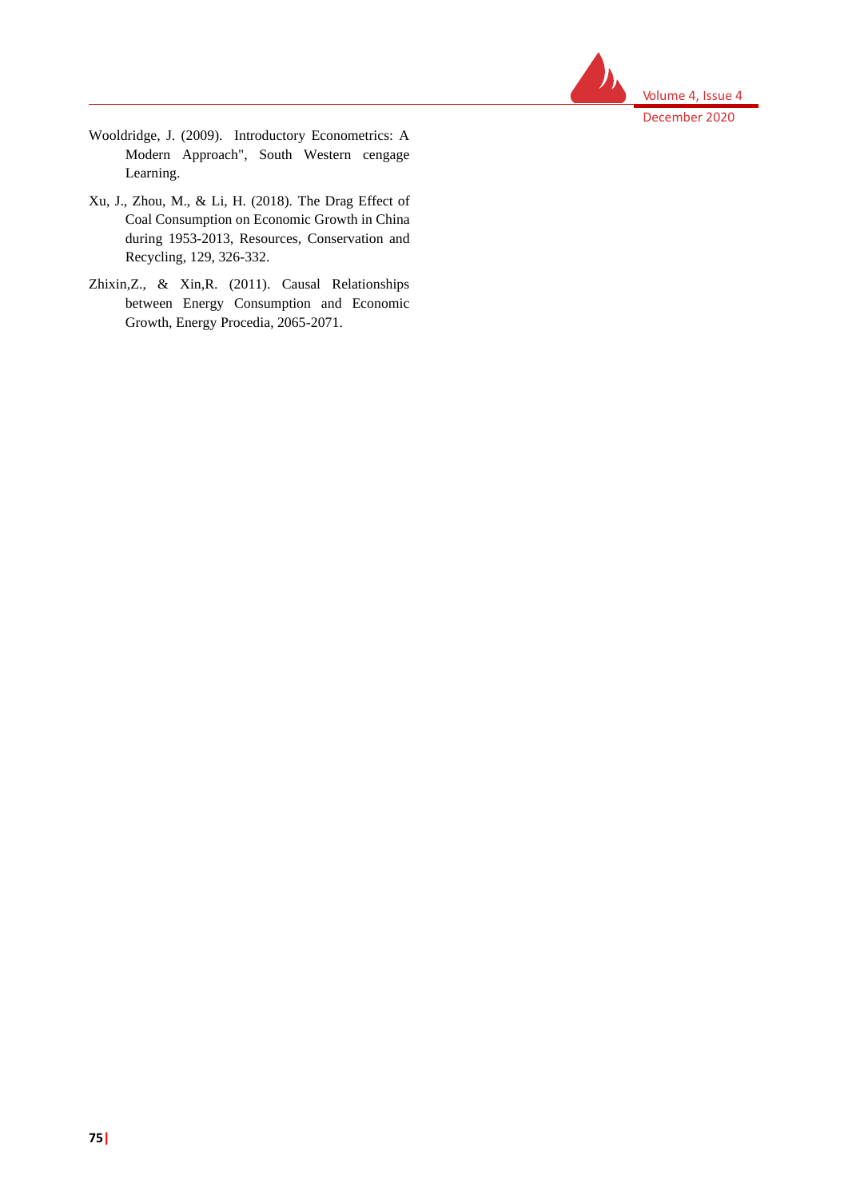Wooldridge, J. (2009). Introductory Econometrics: A Modern Approach", South Western cengage Learning.

Xu, J., Zhou, M., & Li, H. (2018). The Drag Effect of Coal Consumption on Economic Growth in China during 1953-2013, Resources, Conservation and Recycling, 129, 326-332.

Zhixin,Z., & Xin,R. (2011). Causal Relationships between Energy Consumption and Economic Growth, Energy Procedia, 2065-2071.